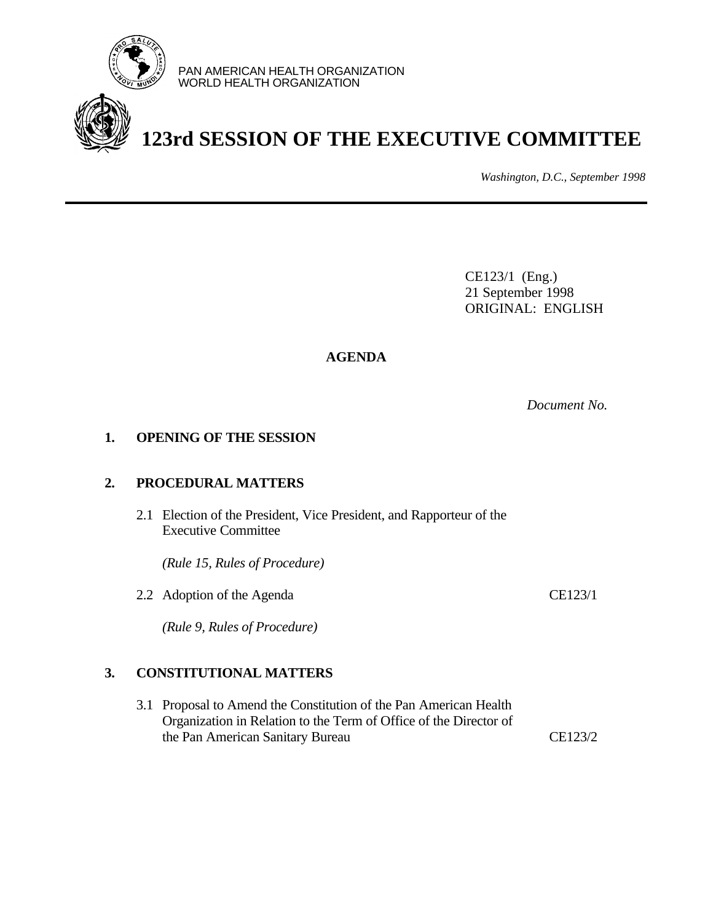PAN AMERICAN HEALTH ORGANIZATION
WORLD HEALTH ORGANIZATION

# 123rd SESSION OF THE EXECUTIVE COMMITTEE

*Washington, D.C., September 1998*

---

CE123/1 (Eng.)
21 September 1998
ORIGINAL: ENGLISH

## AGENDA

*Document No.*

**1. OPENING OF THE SESSION**

**2. PROCEDURAL MATTERS**

2.1 Election of the President, Vice President, and Rapporteur of the Executive Committee

*(Rule 15, Rules of Procedure)*

2.2 Adoption of the Agenda — CE123/1

*(Rule 9, Rules of Procedure)*

**3. CONSTITUTIONAL MATTERS**

3.1 Proposal to Amend the Constitution of the Pan American Health Organization in Relation to the Term of Office of the Director of the Pan American Sanitary Bureau — CE123/2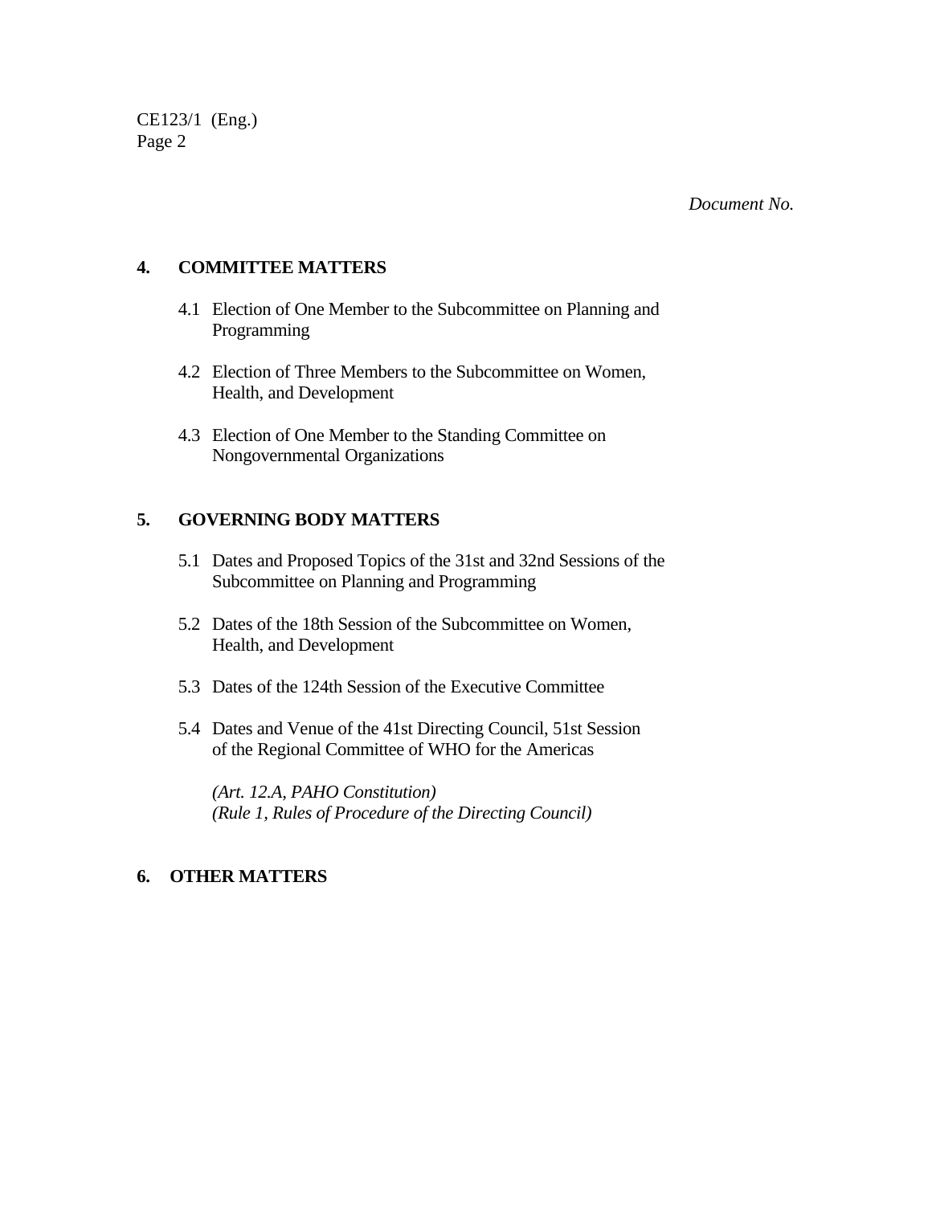*Document No.*

**4. COMMITTEE MATTERS**

4.1 Election of One Member to the Subcommittee on Planning and Programming

4.2 Election of Three Members to the Subcommittee on Women, Health, and Development

4.3 Election of One Member to the Standing Committee on Nongovernmental Organizations

**5. GOVERNING BODY MATTERS**

5.1 Dates and Proposed Topics of the 31st and 32nd Sessions of the Subcommittee on Planning and Programming

5.2 Dates of the 18th Session of the Subcommittee on Women, Health, and Development

5.3 Dates of the 124th Session of the Executive Committee

5.4 Dates and Venue of the 41st Directing Council, 51st Session of the Regional Committee of WHO for the Americas

*(Art. 12.A, PAHO Constitution)*
*(Rule 1, Rules of Procedure of the Directing Council)*

**6. OTHER MATTERS**